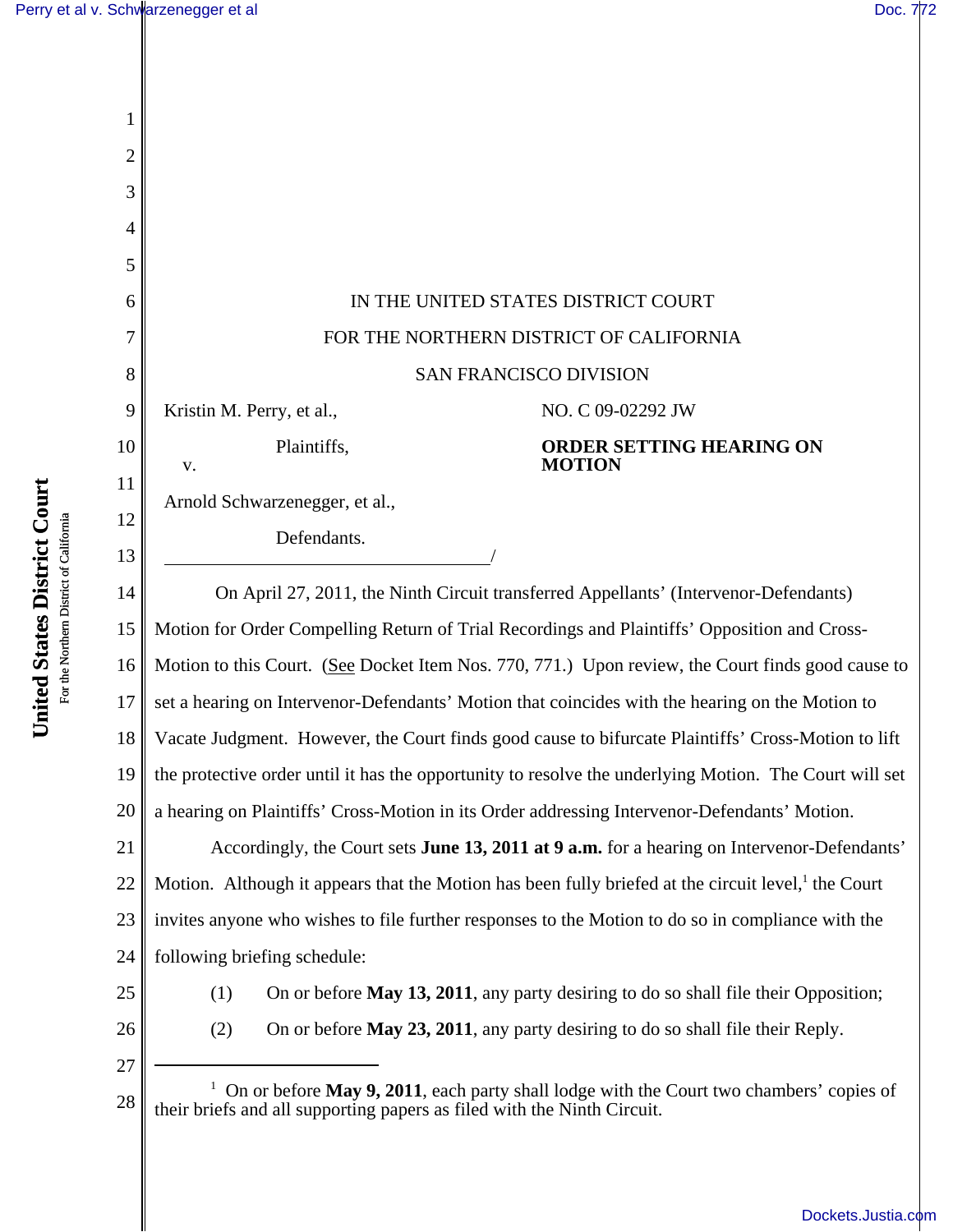IN THE UNITED STATES DISTRICT COURT

FOR THE NORTHERN DISTRICT OF CALIFORNIA

SAN FRANCISCO DIVISION

Kristin M. Perry, et al.,

Plaintiffs,

v.

Arnold Schwarzenegger, et al.,

Defendants.

NO. C 09-02292 JW

**ORDER SETTING HEARING ON MOTION**

On April 27, 2011, the Ninth Circuit transferred Appellants' (Intervenor-Defendants) Motion for Order Compelling Return of Trial Recordings and Plaintiffs' Opposition and Cross-Motion to this Court. (See Docket Item Nos. 770, 771.) Upon review, the Court finds good cause to set a hearing on Intervenor-Defendants' Motion that coincides with the hearing on the Motion to Vacate Judgment. However, the Court finds good cause to bifurcate Plaintiffs' Cross-Motion to lift the protective order until it has the opportunity to resolve the underlying Motion. The Court will set a hearing on Plaintiffs' Cross-Motion in its Order addressing Intervenor-Defendants' Motion.

Accordingly, the Court sets **June 13, 2011 at 9 a.m.** for a hearing on Intervenor-Defendants' Motion. Although it appears that the Motion has been fully briefed at the circuit level,[1] the Court invites anyone who wishes to file further responses to the Motion to do so in compliance with the following briefing schedule:

(1) On or before **May 13, 2011**, any party desiring to do so shall file their Opposition;

(2) On or before **May 23, 2011**, any party desiring to do so shall file their Reply.

---

[1] On or before **May 9, 2011**, each party shall lodge with the Court two chambers' copies of their briefs and all supporting papers as filed with the Ninth Circuit.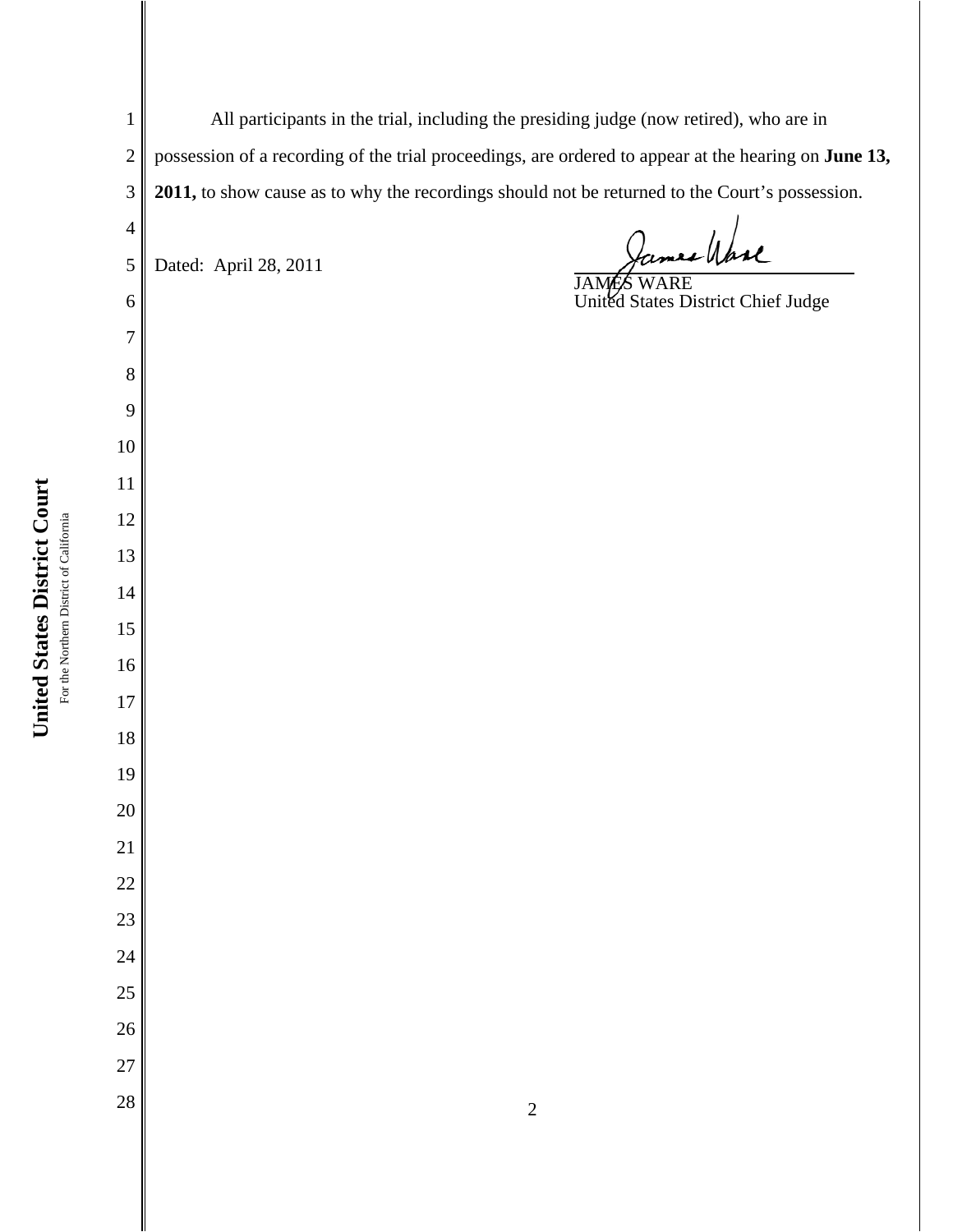All participants in the trial, including the presiding judge (now retired), who are in possession of a recording of the trial proceedings, are ordered to appear at the hearing on **June 13, 2011,** to show cause as to why the recordings should not be returned to the Court's possession.

Dated: April 28, 2011

JAMES WARE
United States District Chief Judge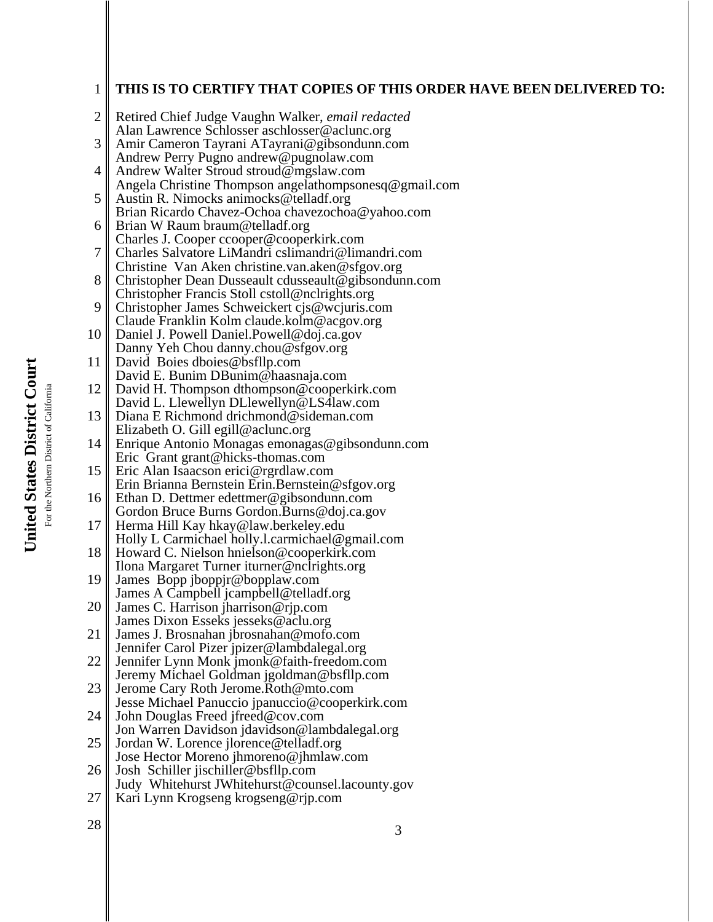**THIS IS TO CERTIFY THAT COPIES OF THIS ORDER HAVE BEEN DELIVERED TO:**

Retired Chief Judge Vaughn Walker, *email redacted*
Alan Lawrence Schlosser aschlosser@aclunc.org
Amir Cameron Tayrani ATayrani@gibsondunn.com
Andrew Perry Pugno andrew@pugnolaw.com
Andrew Walter Stroud stroud@mgslaw.com
Angela Christine Thompson angelathompsonesq@gmail.com
Austin R. Nimocks animocks@telladf.org
Brian Ricardo Chavez-Ochoa chavezochoa@yahoo.com
Brian W Raum braum@telladf.org
Charles J. Cooper ccooper@cooperkirk.com
Charles Salvatore LiMandri cslimandri@limandri.com
Christine Van Aken christine.van.aken@sfgov.org
Christopher Dean Dusseault cdusseault@gibsondunn.com
Christopher Francis Stoll cstoll@nclrights.org
Christopher James Schweickert cjs@wcjuris.com
Claude Franklin Kolm claude.kolm@acgov.org
Daniel J. Powell Daniel.Powell@doj.ca.gov
Danny Yeh Chou danny.chou@sfgov.org
David Boies dboies@bsfllp.com
David E. Bunim DBunim@haasnaja.com
David H. Thompson dthompson@cooperkirk.com
David L. Llewellyn DLlewellyn@LS4law.com
Diana E Richmond drichmond@sideman.com
Elizabeth O. Gill egill@aclunc.org
Enrique Antonio Monagas emonagas@gibsondunn.com
Eric Grant grant@hicks-thomas.com
Eric Alan Isaacson erici@rgrdlaw.com
Erin Brianna Bernstein Erin.Bernstein@sfgov.org
Ethan D. Dettmer edettmer@gibsondunn.com
Gordon Bruce Burns Gordon.Burns@doj.ca.gov
Herma Hill Kay hkay@law.berkeley.edu
Holly L Carmichael holly.l.carmichael@gmail.com
Howard C. Nielson hnielson@cooperkirk.com
Ilona Margaret Turner iturner@nclrights.org
James Bopp jboppjr@bopplaw.com
James A Campbell jcampbell@telladf.org
James C. Harrison jharrison@rjp.com
James Dixon Esseks jesseks@aclu.org
James J. Brosnahan jbrosnahan@mofo.com
Jennifer Carol Pizer jpizer@lambdalegal.org
Jennifer Lynn Monk jmonk@faith-freedom.com
Jeremy Michael Goldman jgoldman@bsfllp.com
Jerome Cary Roth Jerome.Roth@mto.com
Jesse Michael Panuccio jpanuccio@cooperkirk.com
John Douglas Freed jfreed@cov.com
Jon Warren Davidson jdavidson@lambdalegal.org
Jordan W. Lorence jlorence@telladf.org
Jose Hector Moreno jhmoreno@jhmlaw.com
Josh Schiller jischiller@bsfllp.com
Judy Whitehurst JWhitehurst@counsel.lacounty.gov
Kari Lynn Krogseng krogseng@rjp.com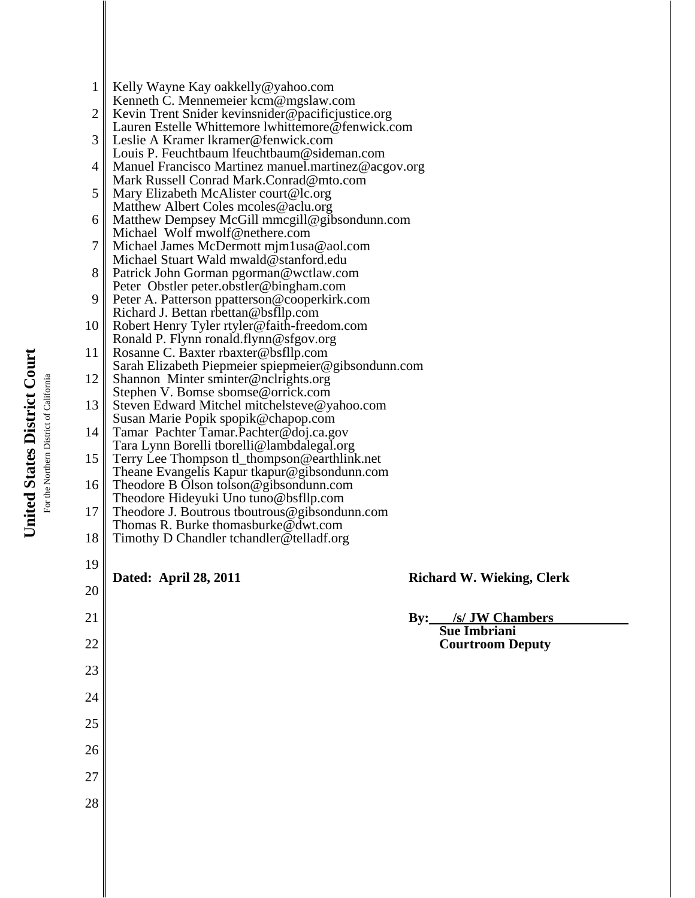Kelly Wayne Kay oakkelly@yahoo.com
Kenneth C. Mennemeier kcm@mgslaw.com
Kevin Trent Snider kevinsnider@pacificjustice.org
Lauren Estelle Whittemore lwhittemore@fenwick.com
Leslie A Kramer lkramer@fenwick.com
Louis P. Feuchtbaum lfeuchtbaum@sideman.com
Manuel Francisco Martinez manuel.martinez@acgov.org
Mark Russell Conrad Mark.Conrad@mto.com
Mary Elizabeth McAlister court@lc.org
Matthew Albert Coles mcoles@aclu.org
Matthew Dempsey McGill mmcgill@gibsondunn.com
Michael Wolf mwolf@nethere.com
Michael James McDermott mjm1usa@aol.com
Michael Stuart Wald mwald@stanford.edu
Patrick John Gorman pgorman@wctlaw.com
Peter Obstler peter.obstler@bingham.com
Peter A. Patterson ppatterson@cooperkirk.com
Richard J. Bettan rbettan@bsfllp.com
Robert Henry Tyler rtyler@faith-freedom.com
Ronald P. Flynn ronald.flynn@sfgov.org
Rosanne C. Baxter rbaxter@bsfllp.com
Sarah Elizabeth Piepmeier spiepmeier@gibsondunn.com
Shannon Minter sminter@nclrights.org
Stephen V. Bomse sbomse@orrick.com
Steven Edward Mitchel mitchelsteve@yahoo.com
Susan Marie Popik spopik@chapop.com
Tamar Pachter Tamar.Pachter@doj.ca.gov
Tara Lynn Borelli tborelli@lambdalegal.org
Terry Lee Thompson tl_thompson@earthlink.net
Theane Evangelis Kapur tkapur@gibsondunn.com
Theodore B Olson tolson@gibsondunn.com
Theodore Hideyuki Uno tuno@bsfllp.com
Theodore J. Boutrous tboutrous@gibsondunn.com
Thomas R. Burke thomasburke@dwt.com
Timothy D Chandler tchandler@telladf.org

**Dated: April 28, 2011** **Richard W. Wieking, Clerk**

**By: /s/ JW Chambers**
**Sue Imbriani**
**Courtroom Deputy**